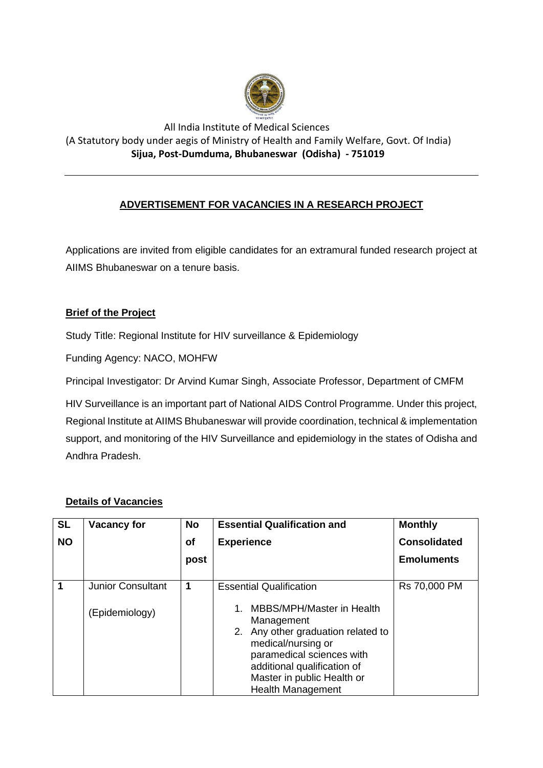All India Institute of Medical Sciences
(A Statutory body under aegis of Ministry of Health and Family Welfare, Govt. Of India)
**Sijua, Post-Dumduma, Bhubaneswar (Odisha) - 751019**

## ADVERTISEMENT FOR VACANCIES IN A RESEARCH PROJECT

Applications are invited from eligible candidates for an extramural funded research project at AIIMS Bhubaneswar on a tenure basis.

### Brief of the Project

Study Title: Regional Institute for HIV surveillance & Epidemiology

Funding Agency: NACO, MOHFW

Principal Investigator: Dr Arvind Kumar Singh, Associate Professor, Department of CMFM

HIV Surveillance is an important part of National AIDS Control Programme. Under this project, Regional Institute at AIIMS Bhubaneswar will provide coordination, technical & implementation support, and monitoring of the HIV Surveillance and epidemiology in the states of Odisha and Andhra Pradesh.

### Details of Vacancies

| SL NO | Vacancy for | No of post | Essential Qualification and Experience | Monthly Consolidated Emoluments |
|---|---|---|---|---|
| 1 | Junior Consultant (Epidemiology) | 1 | Essential Qualification<br>1. MBBS/MPH/Master in Health Management<br>2. Any other graduation related to medical/nursing or paramedical sciences with additional qualification of Master in public Health or Health Management | Rs 70,000 PM |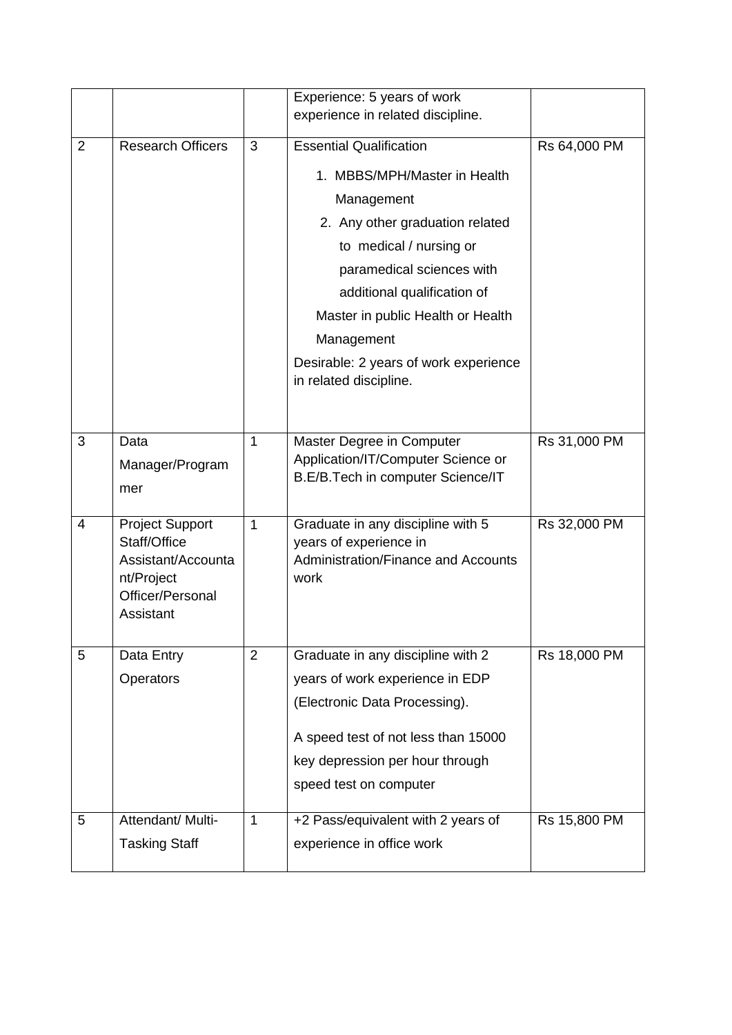|  |  |  | Experience: 5 years of work experience in related discipline. |  |
|---|---|---|---|---|
| 2 | Research Officers | 3 | Essential Qualification<br>1. MBBS/MPH/Master in Health Management<br>2. Any other graduation related to medical / nursing or paramedical sciences with additional qualification of Master in public Health or Health Management<br>Desirable: 2 years of work experience in related discipline. | Rs 64,000 PM |
| 3 | Data Manager/Programmer | 1 | Master Degree in Computer Application/IT/Computer Science or B.E/B.Tech in computer Science/IT | Rs 31,000 PM |
| 4 | Project Support Staff/Office Assistant/Accountant/Project Officer/Personal Assistant | 1 | Graduate in any discipline with 5 years of experience in Administration/Finance and Accounts work | Rs 32,000 PM |
| 5 | Data Entry Operators | 2 | Graduate in any discipline with 2 years of work experience in EDP (Electronic Data Processing).<br>A speed test of not less than 15000 key depression per hour through speed test on computer | Rs 18,000 PM |
| 5 | Attendant/ Multi-Tasking Staff | 1 | +2 Pass/equivalent with 2 years of experience in office work | Rs 15,800 PM |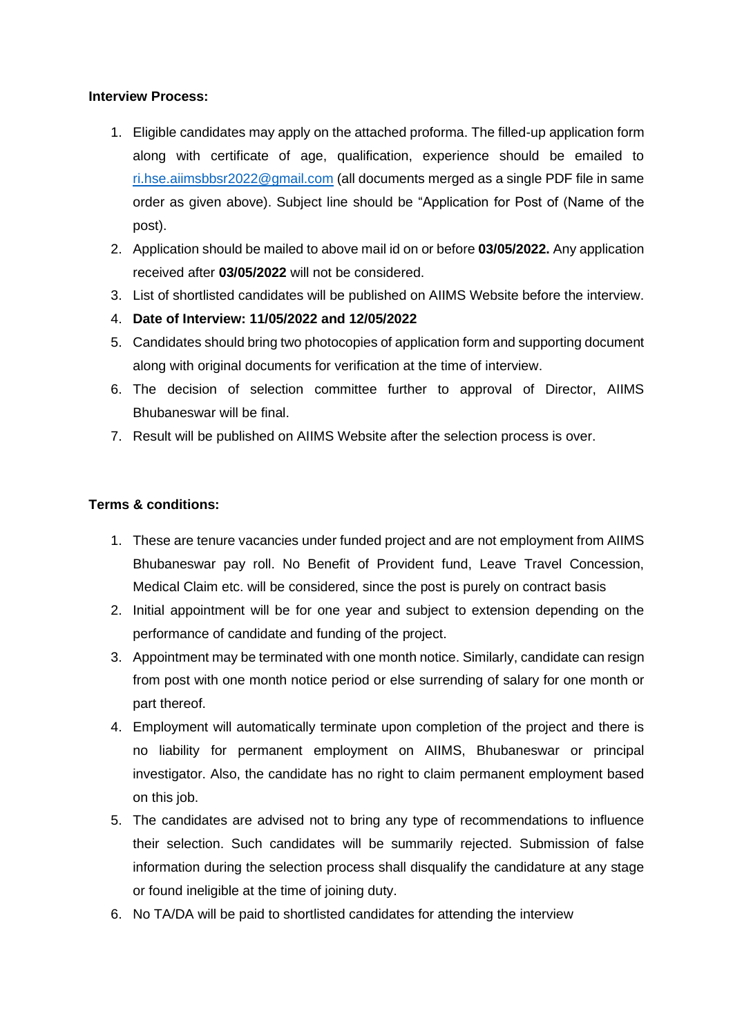**Interview Process:**

1. Eligible candidates may apply on the attached proforma. The filled-up application form along with certificate of age, qualification, experience should be emailed to ri.hse.aiimsbbsr2022@gmail.com (all documents merged as a single PDF file in same order as given above). Subject line should be "Application for Post of (Name of the post).
2. Application should be mailed to above mail id on or before **03/05/2022.** Any application received after **03/05/2022** will not be considered.
3. List of shortlisted candidates will be published on AIIMS Website before the interview.
4. **Date of Interview: 11/05/2022 and 12/05/2022**
5. Candidates should bring two photocopies of application form and supporting document along with original documents for verification at the time of interview.
6. The decision of selection committee further to approval of Director, AIIMS Bhubaneswar will be final.
7. Result will be published on AIIMS Website after the selection process is over.

**Terms & conditions:**

1. These are tenure vacancies under funded project and are not employment from AIIMS Bhubaneswar pay roll. No Benefit of Provident fund, Leave Travel Concession, Medical Claim etc. will be considered, since the post is purely on contract basis
2. Initial appointment will be for one year and subject to extension depending on the performance of candidate and funding of the project.
3. Appointment may be terminated with one month notice. Similarly, candidate can resign from post with one month notice period or else surrending of salary for one month or part thereof.
4. Employment will automatically terminate upon completion of the project and there is no liability for permanent employment on AIIMS, Bhubaneswar or principal investigator. Also, the candidate has no right to claim permanent employment based on this job.
5. The candidates are advised not to bring any type of recommendations to influence their selection. Such candidates will be summarily rejected. Submission of false information during the selection process shall disqualify the candidature at any stage or found ineligible at the time of joining duty.
6. No TA/DA will be paid to shortlisted candidates for attending the interview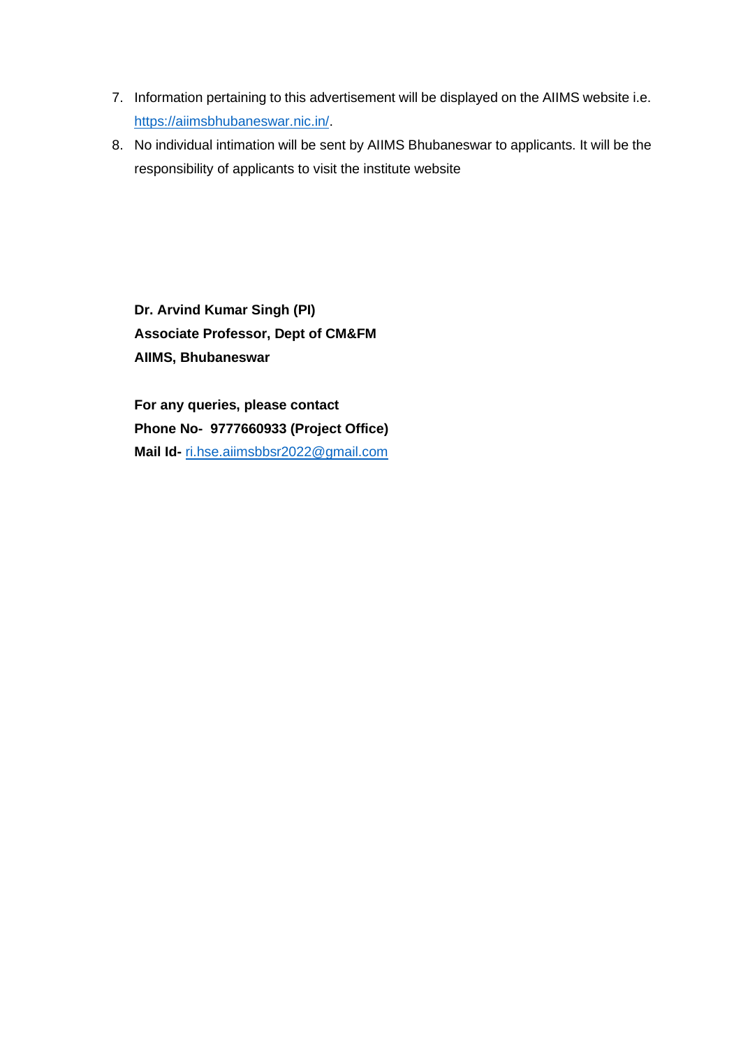7. Information pertaining to this advertisement will be displayed on the AIIMS website i.e. https://aiimsbhubaneswar.nic.in/.
8. No individual intimation will be sent by AIIMS Bhubaneswar to applicants. It will be the responsibility of applicants to visit the institute website

**Dr. Arvind Kumar Singh (PI)**
**Associate Professor, Dept of CM&FM**
**AIIMS, Bhubaneswar**

**For any queries, please contact**
**Phone No- 9777660933 (Project Office)**
**Mail Id-** ri.hse.aiimsbbsr2022@gmail.com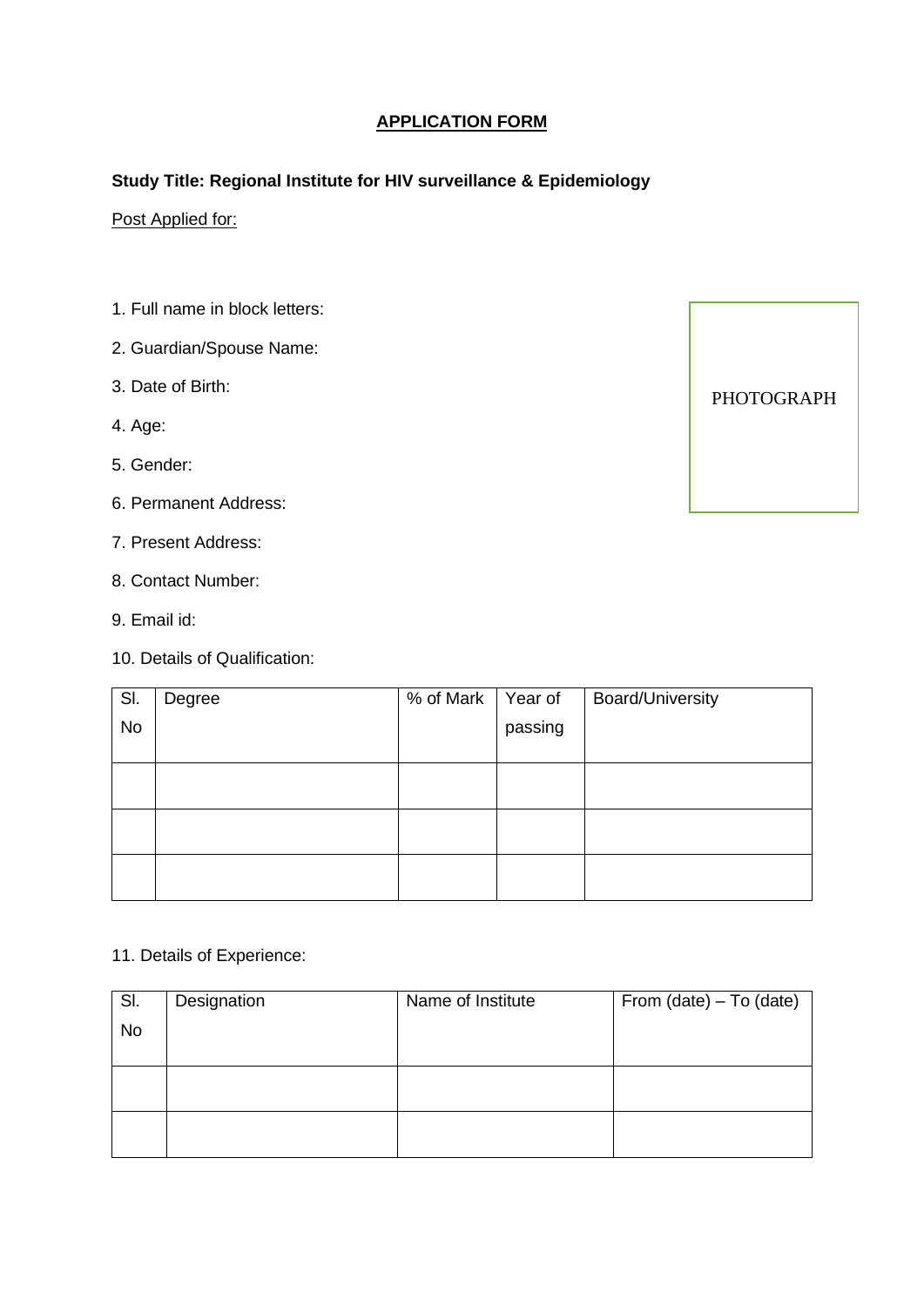# APPLICATION FORM

**Study Title: Regional Institute for HIV surveillance & Epidemiology**

Post Applied for:

1. Full name in block letters:
2. Guardian/Spouse Name:
3. Date of Birth:
4. Age:
5. Gender:
6. Permanent Address:
7. Present Address:
8. Contact Number:
9. Email id:
10. Details of Qualification:

PHOTOGRAPH

| Sl. No | Degree | % of Mark | Year of passing | Board/University |
| --- | --- | --- | --- | --- |
| | | | | |
| | | | | |
| | | | | |

11. Details of Experience:

| Sl. No | Designation | Name of Institute | From (date) – To (date) |
| --- | --- | --- | --- |
| | | | |
| | | | |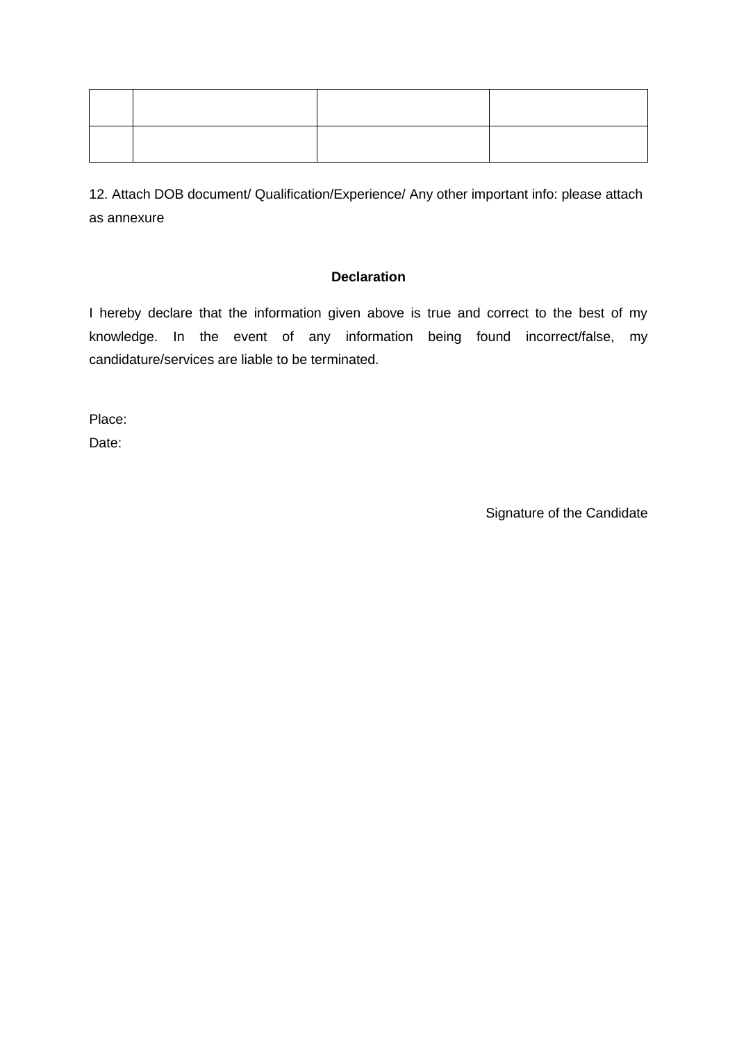| | | | |
|---|---|---|---|
| | | | |
| | | | |

12. Attach DOB document/ Qualification/Experience/ Any other important info: please attach as annexure

**Declaration**

I hereby declare that the information given above is true and correct to the best of my knowledge. In the event of any information being found incorrect/false, my candidature/services are liable to be terminated.

Place:
Date:

Signature of the Candidate